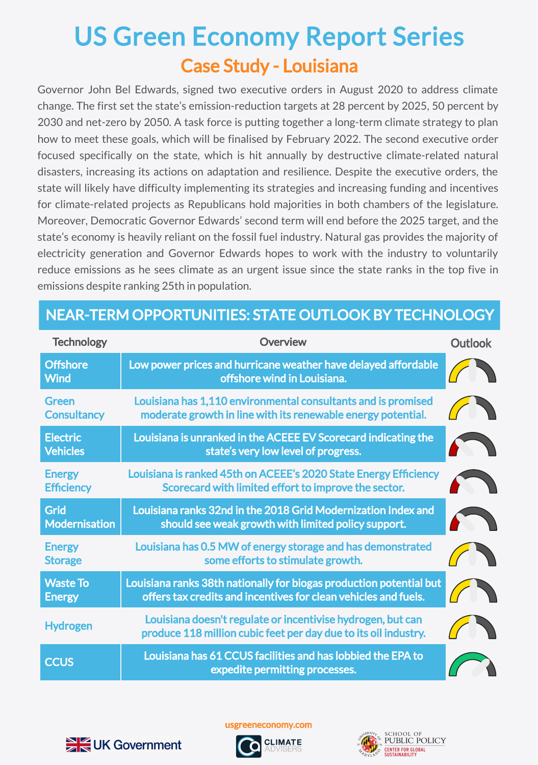# US Green Economy Report Series

## Case Study - Louisiana

Governor John Bel Edwards, signed two executive orders in August 2020 to address climate change. The first set the state's emission-reduction targets at 28 percent by 2025, 50 percent by 2030 and net-zero by 2050. A task force is putting together a long-term climate strategy to plan how to meet these goals, which will be finalised by February 2022. The second executive order focused specifically on the state, which is hit annually by destructive climate-related natural disasters, increasing its actions on adaptation and resilience. Despite the executive orders, the state will likely have difficulty implementing its strategies and increasing funding and incentives for climate-related projects as Republicans hold majorities in both chambers of the legislature. Moreover, Democratic Governor Edwards' second term will end before the 2025 target, and the state's economy is heavily reliant on the fossil fuel industry. Natural gas provides the majority of electricity generation and Governor Edwards hopes to work with the industry to voluntarily reduce emissions as he sees climate as an urgent issue since the state ranks in the top five in emissions despite ranking 25th in population.

## NEAR-TERM OPPORTUNITIES: STATE OUTLOOK BY TECHNOLOGY

| Technology | Overview | Outlook |
|---|---|---|
| Offshore Wind | Low power prices and hurricane weather have delayed affordable offshore wind in Louisiana. | |
| Green Consultancy | Louisiana has 1,110 environmental consultants and is promised moderate growth in line with its renewable energy potential. | |
| Electric Vehicles | Louisiana is unranked in the ACEEE EV Scorecard indicating the state's very low level of progress. | |
| Energy Efficiency | Louisiana is ranked 45th on ACEEE's 2020 State Energy Efficiency Scorecard with limited effort to improve the sector. | |
| Grid Modernisation | Louisiana ranks 32nd in the 2018 Grid Modernization Index and should see weak growth with limited policy support. | |
| Energy Storage | Louisiana has 0.5 MW of energy storage and has demonstrated some efforts to stimulate growth. | |
| Waste To Energy | Louisiana ranks 38th nationally for biogas production potential but offers tax credits and incentives for clean vehicles and fuels. | |
| Hydrogen | Louisiana doesn't regulate or incentivise hydrogen, but can produce 118 million cubic feet per day due to its oil industry. | |
| CCUS | Louisiana has 61 CCUS facilities and has lobbied the EPA to expedite permitting processes. | |

usgreeneconomy.com

UK Government | CLIMATE ADVISERS | SCHOOL OF PUBLIC POLICY – CENTER FOR GLOBAL SUSTAINABILITY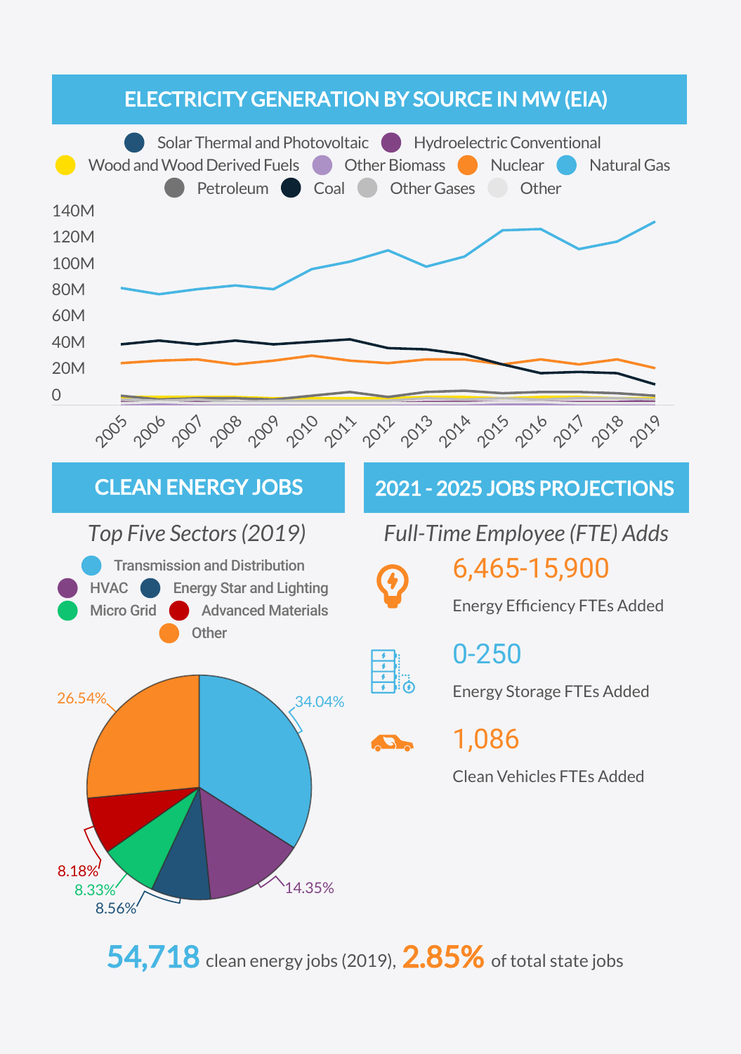## ELECTRICITY GENERATION BY SOURCE IN MW (EIA)

Solar Thermal and Photovoltaic
Hydroelectric Conventional
Wood and Wood Derived Fuels
Other Biomass
Nuclear
Natural Gas
Petroleum
Coal
Other Gases
Other

140M
120M
100M
80M
60M
40M
20M
0

2005 2006 2007 2008 2009 2010 2011 2012 2013 2014 2015 2016 2017 2018 2019

## CLEAN ENERGY JOBS

*Top Five Sectors (2019)*

Transmission and Distribution
HVAC
Energy Star and Lighting
Micro Grid
Advanced Materials
Other

26.54%
34.04%
14.35%
8.56%
8.33%
8.18%

## 2021 - 2025 JOBS PROJECTIONS

*Full-Time Employee (FTE) Adds*

**6,465-15,900**
Energy Efficiency FTEs Added

**0-250**
Energy Storage FTEs Added

**1,086**
Clean Vehicles FTEs Added

**54,718** clean energy jobs (2019), **2.85%** of total state jobs